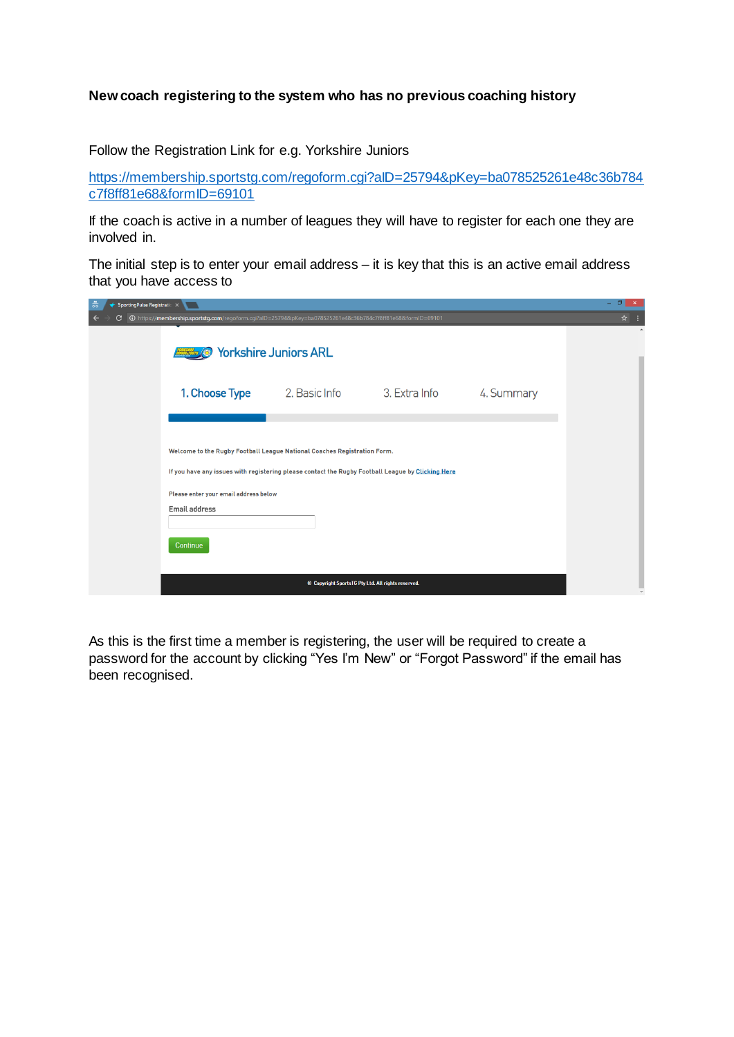**New coach registering to the system who has no previous coaching history**

Follow the Registration Link for e.g. Yorkshire Juniors

https://membership.sportstg.com/regoform.cgi?aID=25794&pKey=ba078525261e48c36b784c7f8ff81e68&formID=69101

If the coach is active in a number of leagues they will have to register for each one they are involved in.

The initial step is to enter your email address – it is key that this is an active email address that you have access to

As this is the first time a member is registering, the user will be required to create a password for the account by clicking "Yes I'm New" or "Forgot Password" if the email has been recognised.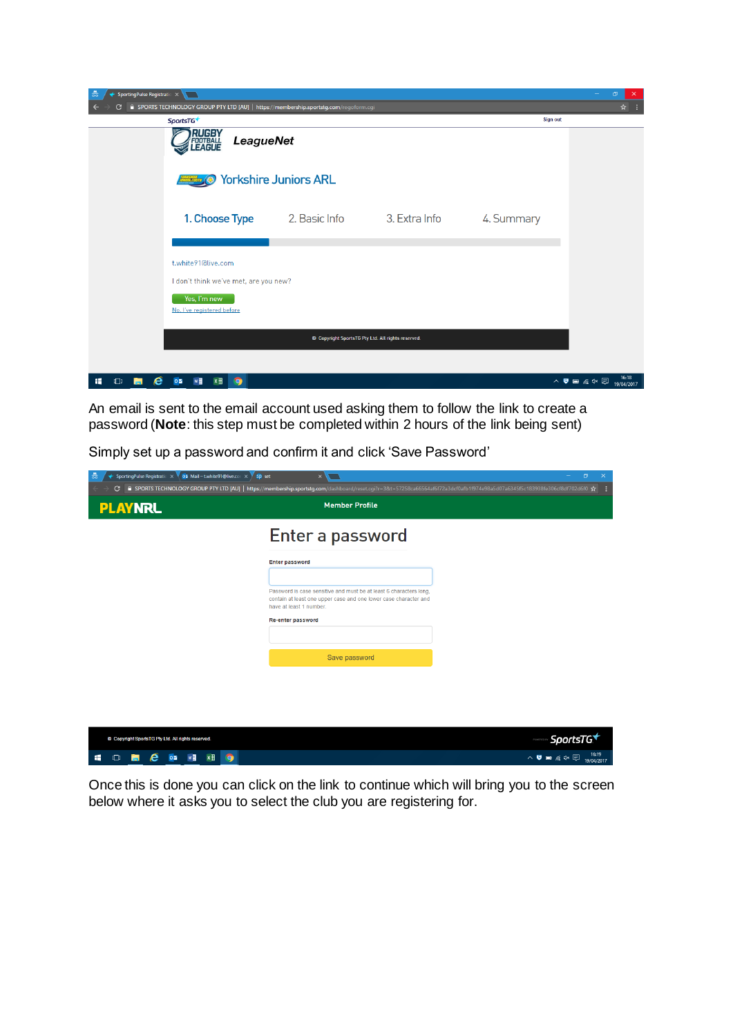An email is sent to the email account used asking them to follow the link to create a password (**Note**: this step must be completed within 2 hours of the link being sent)

Simply set up a password and confirm it and click ‘Save Password’

Once this is done you can click on the link to continue which will bring you to the screen below where it asks you to select the club you are registering for.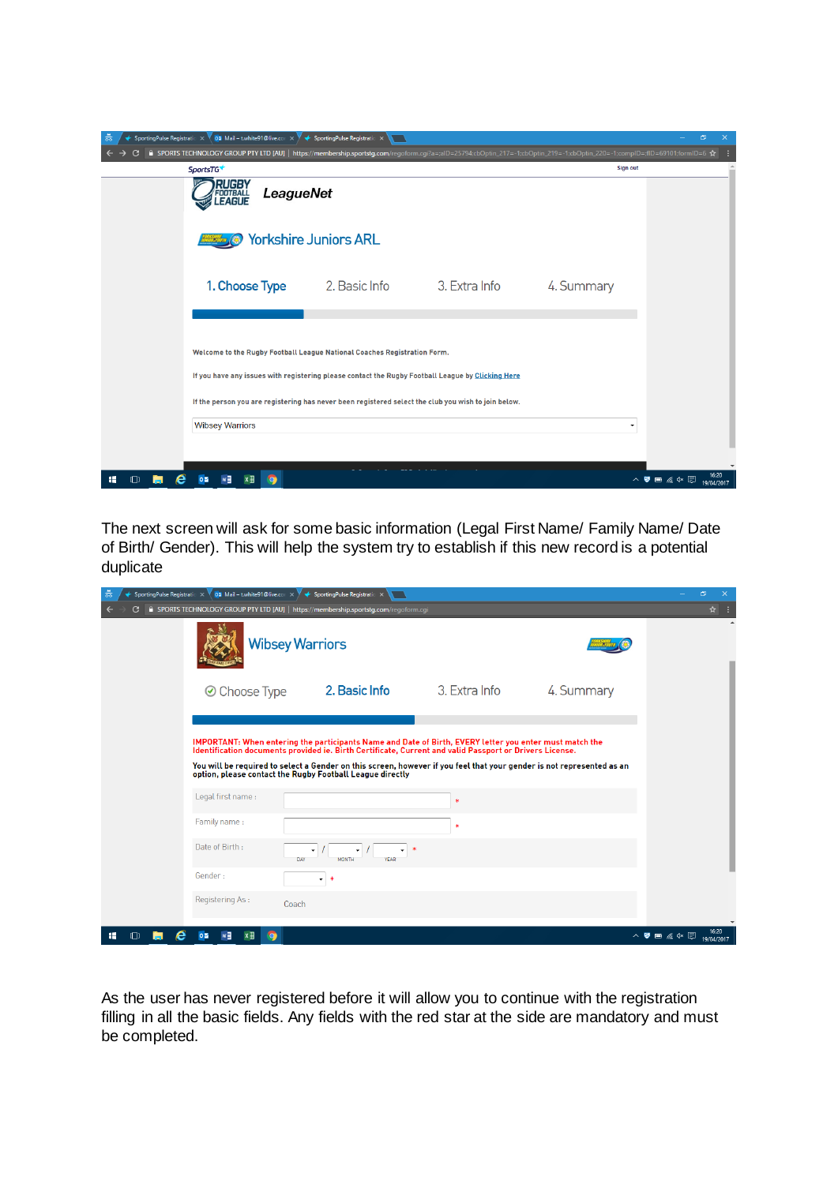The next screen will ask for some basic information (Legal First Name/ Family Name/ Date of Birth/ Gender). This will help the system try to establish if this new record is a potential duplicate

As the user has never registered before it will allow you to continue with the registration filling in all the basic fields. Any fields with the red star at the side are mandatory and must be completed.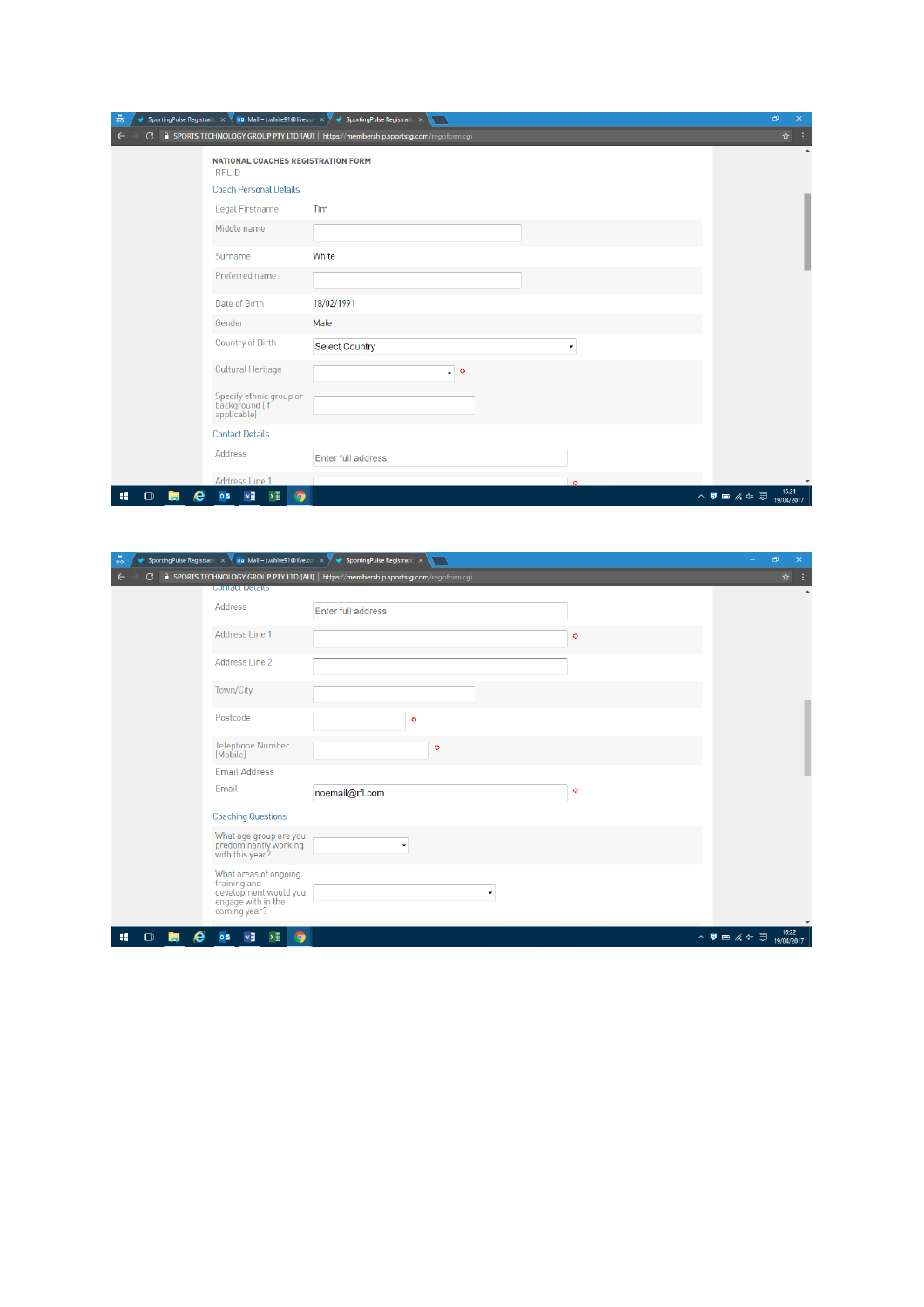NATIONAL COACHES REGISTRATION FORM

RFLID

Coach Personal Details

| | |
|---|---|
| Legal Firstname | Tim |
| Middle name | |
| Surname | White |
| Preferred name | |
| Date of Birth | 18/02/1991 |
| Gender | Male |
| Country of Birth | Select Country |
| Cultural Heritage | |
| Specify ethnic group or background (if applicable) | |

Contact Details

| | |
|---|---|
| Address | Enter full address |
| Address Line 1 | |

Contact Details

| | |
|---|---|
| Address | Enter full address |
| Address Line 1 | |
| Address Line 2 | |
| Town/City | |
| Postcode | |
| Telephone Number (Mobile) | |

Email Address

| | |
|---|---|
| Email | noemail@rfl.com |

Coaching Questions

| | |
|---|---|
| What age group are you predominantly working with this year? | |
| What areas of ongoing training and development would you engage with in the coming year? | |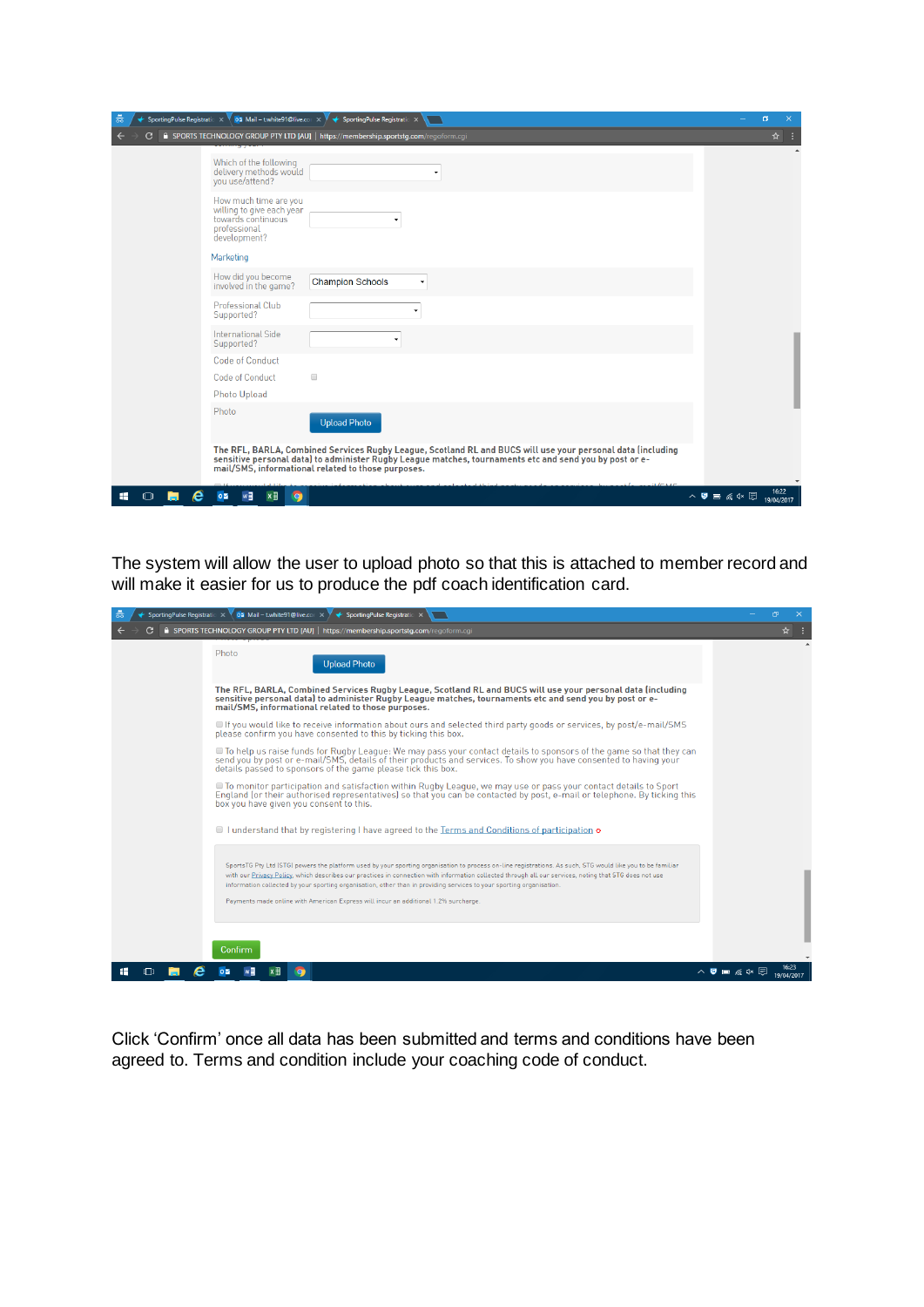The system will allow the user to upload photo so that this is attached to member record and will make it easier for us to produce the pdf coach identification card.

Click 'Confirm' once all data has been submitted and terms and conditions have been agreed to. Terms and condition include your coaching code of conduct.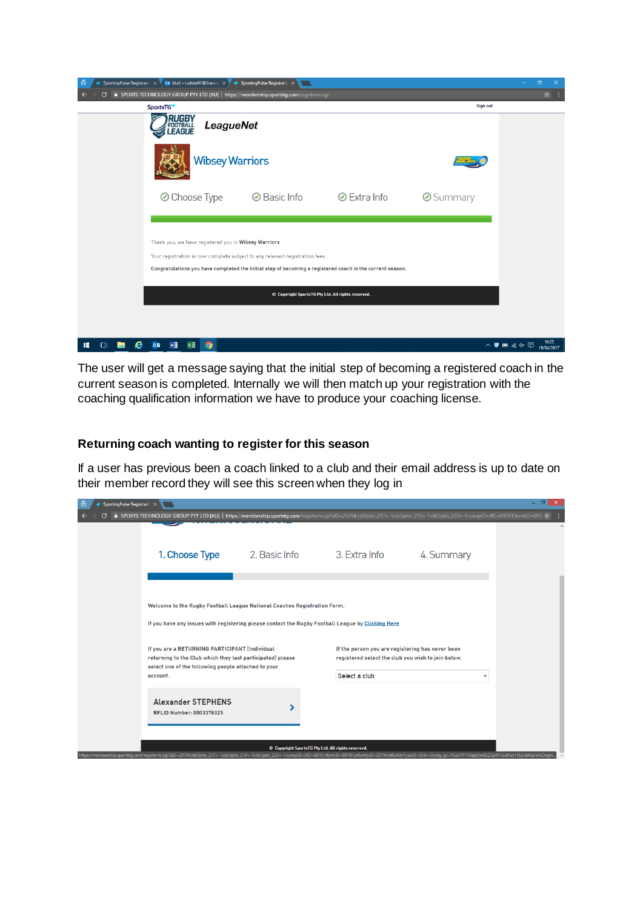The user will get a message saying that the initial step of becoming a registered coach in the current season is completed. Internally we will then match up your registration with the coaching qualification information we have to produce your coaching license.

## Returning coach wanting to register for this season

If a user has previous been a coach linked to a club and their email address is up to date on their member record they will see this screen when they log in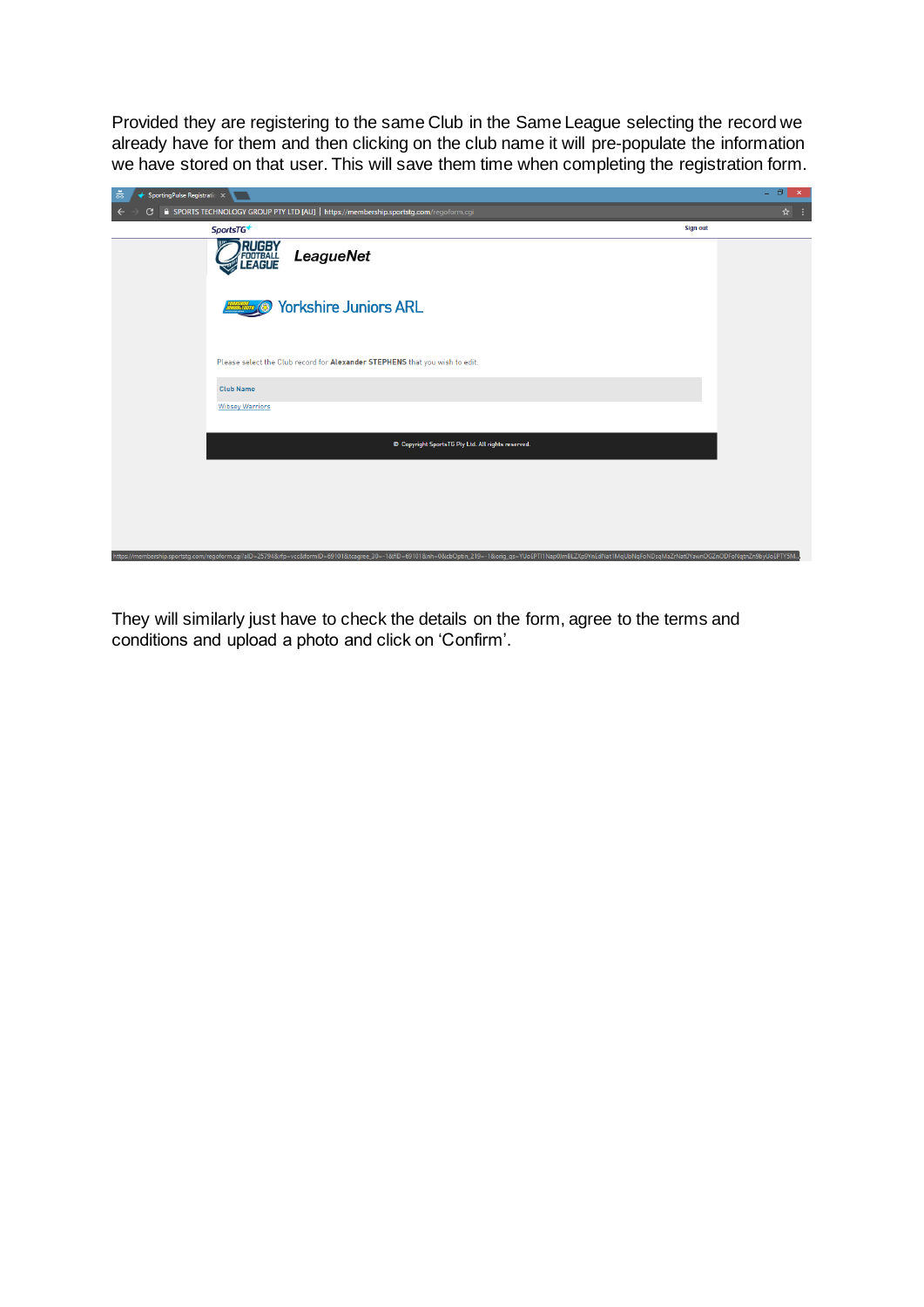Provided they are registering to the same Club in the Same League selecting the record we already have for them and then clicking on the club name it will pre-populate the information we have stored on that user. This will save them time when completing the registration form.

They will similarly just have to check the details on the form, agree to the terms and conditions and upload a photo and click on 'Confirm'.